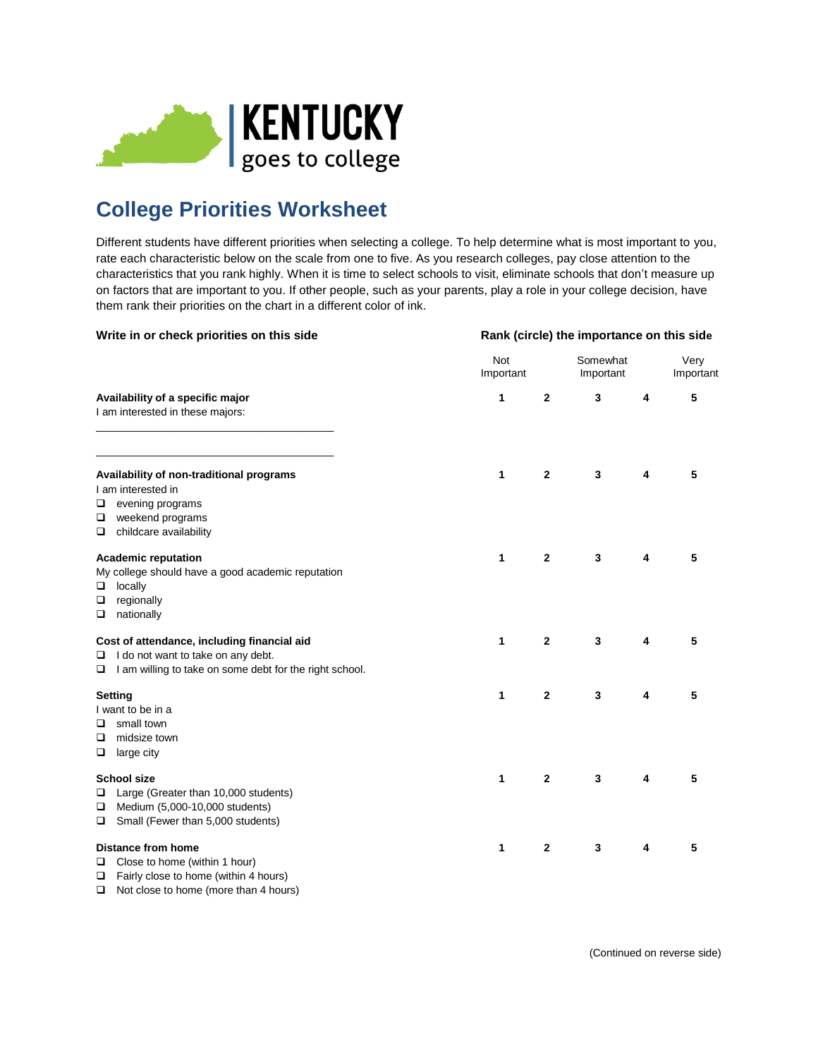KENTUCKY
goes to college

# College Priorities Worksheet

Different students have different priorities when selecting a college. To help determine what is most important to you, rate each characteristic below on the scale from one to five. As you research colleges, pay close attention to the characteristics that you rank highly. When it is time to select schools to visit, eliminate schools that don't measure up on factors that are important to you. If other people, such as your parents, play a role in your college decision, have them rank their priorities on the chart in a different color of ink.

| Write in or check priorities on this side | Rank (circle) the importance on this side | | | | |
|---|---|---|---|---|---|
| | Not Important | | Somewhat Important | | Very Important |
| **Availability of a specific major**<br>I am interested in these majors:<br>\_\_\_\_\_\_\_\_\_\_\_\_\_\_\_\_\_\_\_\_\_\_\_\_\_\_\_\_\_\_<br>\_\_\_\_\_\_\_\_\_\_\_\_\_\_\_\_\_\_\_\_\_\_\_\_\_\_\_\_\_\_ | 1 | 2 | 3 | 4 | 5 |
| **Availability of non-traditional programs**<br>I am interested in<br>❑ evening programs<br>❑ weekend programs<br>❑ childcare availability | 1 | 2 | 3 | 4 | 5 |
| **Academic reputation**<br>My college should have a good academic reputation<br>❑ locally<br>❑ regionally<br>❑ nationally | 1 | 2 | 3 | 4 | 5 |
| **Cost of attendance, including financial aid**<br>❑ I do not want to take on any debt.<br>❑ I am willing to take on some debt for the right school. | 1 | 2 | 3 | 4 | 5 |
| **Setting**<br>I want to be in a<br>❑ small town<br>❑ midsize town<br>❑ large city | 1 | 2 | 3 | 4 | 5 |
| **School size**<br>❑ Large (Greater than 10,000 students)<br>❑ Medium (5,000-10,000 students)<br>❑ Small (Fewer than 5,000 students) | 1 | 2 | 3 | 4 | 5 |
| **Distance from home**<br>❑ Close to home (within 1 hour)<br>❑ Fairly close to home (within 4 hours)<br>❑ Not close to home (more than 4 hours) | 1 | 2 | 3 | 4 | 5 |

(Continued on reverse side)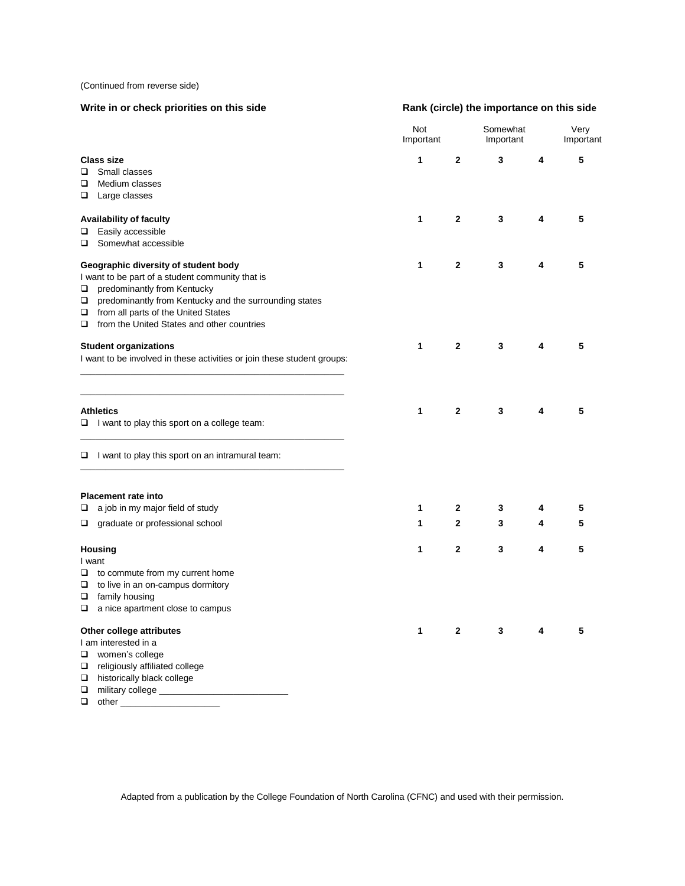(Continued from reverse side)

| Write in or check priorities on this side | Rank (circle) the importance on this side | | | | |
|---|---|---|---|---|---|
| | Not Important | | Somewhat Important | | Very Important |
| **Class size**<br>☐ Small classes<br>☐ Medium classes<br>☐ Large classes | 1 | 2 | 3 | 4 | 5 |
| **Availability of faculty**<br>☐ Easily accessible<br>☐ Somewhat accessible | 1 | 2 | 3 | 4 | 5 |
| **Geographic diversity of student body**<br>I want to be part of a student community that is<br>☐ predominantly from Kentucky<br>☐ predominantly from Kentucky and the surrounding states<br>☐ from all parts of the United States<br>☐ from the United States and other countries | 1 | 2 | 3 | 4 | 5 |
| **Student organizations**<br>I want to be involved in these activities or join these student groups:<br>\_\_\_\_\_\_\_\_\_\_\_\_\_\_\_\_\_\_\_\_\_\_\_\_\_\_\_\_\_\_<br>\_\_\_\_\_\_\_\_\_\_\_\_\_\_\_\_\_\_\_\_\_\_\_\_\_\_\_\_\_\_ | 1 | 2 | 3 | 4 | 5 |
| **Athletics**<br>☐ I want to play this sport on a college team:<br>\_\_\_\_\_\_\_\_\_\_\_\_\_\_\_\_\_\_\_\_\_\_\_\_\_\_\_\_\_\_<br>☐ I want to play this sport on an intramural team:<br>\_\_\_\_\_\_\_\_\_\_\_\_\_\_\_\_\_\_\_\_\_\_\_\_\_\_\_\_\_\_ | 1 | 2 | 3 | 4 | 5 |
| **Placement rate into** | | | | | |
| ☐ a job in my major field of study | 1 | 2 | 3 | 4 | 5 |
| ☐ graduate or professional school | 1 | 2 | 3 | 4 | 5 |
| **Housing**<br>I want<br>☐ to commute from my current home<br>☐ to live in an on-campus dormitory<br>☐ family housing<br>☐ a nice apartment close to campus | 1 | 2 | 3 | 4 | 5 |
| **Other college attributes**<br>I am interested in a<br>☐ women's college<br>☐ religiously affiliated college<br>☐ historically black college<br>☐ military college \_\_\_\_\_\_\_\_\_\_\_\_\_\_\_\_\_\_\_\_<br>☐ other \_\_\_\_\_\_\_\_\_\_\_\_\_\_\_\_\_\_\_\_ | 1 | 2 | 3 | 4 | 5 |

Adapted from a publication by the College Foundation of North Carolina (CFNC) and used with their permission.